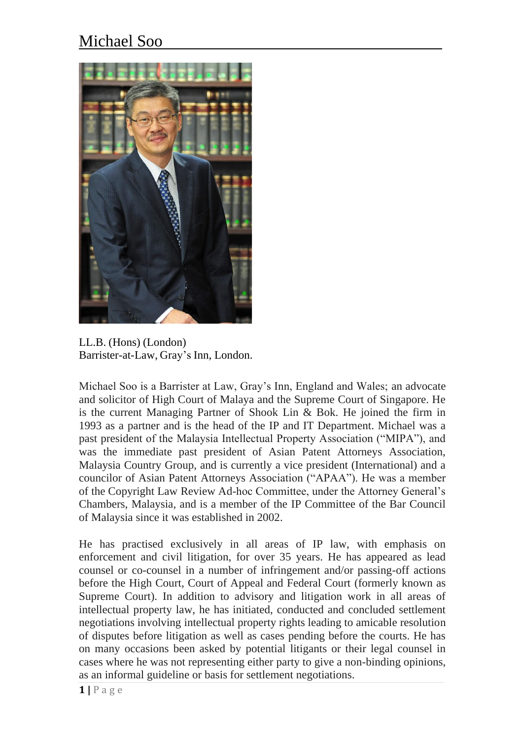# Michael Soo

LL.B. (Hons) (London)
Barrister-at-Law, Gray's Inn, London.

Michael Soo is a Barrister at Law, Gray's Inn, England and Wales; an advocate and solicitor of High Court of Malaya and the Supreme Court of Singapore. He is the current Managing Partner of Shook Lin & Bok. He joined the firm in 1993 as a partner and is the head of the IP and IT Department. Michael was a past president of the Malaysia Intellectual Property Association ("MIPA"), and was the immediate past president of Asian Patent Attorneys Association, Malaysia Country Group, and is currently a vice president (International) and a councilor of Asian Patent Attorneys Association ("APAA"). He was a member of the Copyright Law Review Ad-hoc Committee, under the Attorney General's Chambers, Malaysia, and is a member of the IP Committee of the Bar Council of Malaysia since it was established in 2002.

He has practised exclusively in all areas of IP law, with emphasis on enforcement and civil litigation, for over 35 years. He has appeared as lead counsel or co-counsel in a number of infringement and/or passing-off actions before the High Court, Court of Appeal and Federal Court (formerly known as Supreme Court). In addition to advisory and litigation work in all areas of intellectual property law, he has initiated, conducted and concluded settlement negotiations involving intellectual property rights leading to amicable resolution of disputes before litigation as well as cases pending before the courts. He has on many occasions been asked by potential litigants or their legal counsel in cases where he was not representing either party to give a non-binding opinions, as an informal guideline or basis for settlement negotiations.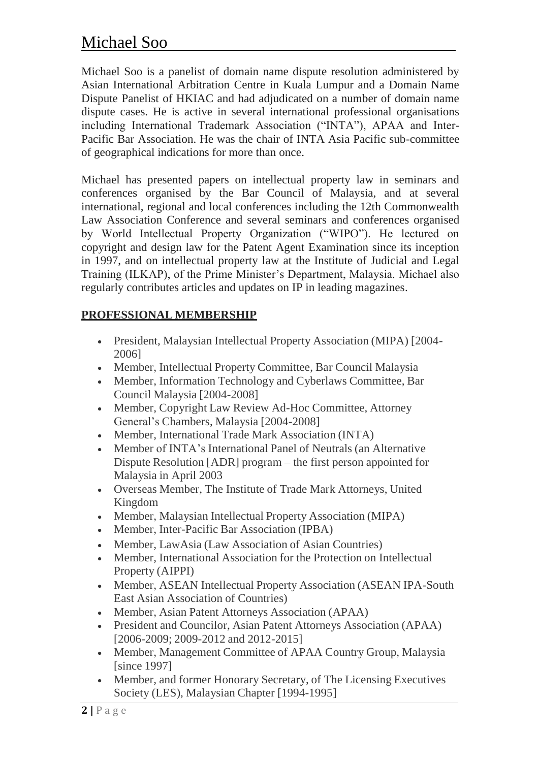# Michael Soo

Michael Soo is a panelist of domain name dispute resolution administered by Asian International Arbitration Centre in Kuala Lumpur and a Domain Name Dispute Panelist of HKIAC and had adjudicated on a number of domain name dispute cases. He is active in several international professional organisations including International Trademark Association ("INTA"), APAA and Inter-Pacific Bar Association. He was the chair of INTA Asia Pacific sub-committee of geographical indications for more than once.

Michael has presented papers on intellectual property law in seminars and conferences organised by the Bar Council of Malaysia, and at several international, regional and local conferences including the 12th Commonwealth Law Association Conference and several seminars and conferences organised by World Intellectual Property Organization ("WIPO"). He lectured on copyright and design law for the Patent Agent Examination since its inception in 1997, and on intellectual property law at the Institute of Judicial and Legal Training (ILKAP), of the Prime Minister's Department, Malaysia. Michael also regularly contributes articles and updates on IP in leading magazines.

## PROFESSIONAL MEMBERSHIP

- President, Malaysian Intellectual Property Association (MIPA) [2004-2006]
- Member, Intellectual Property Committee, Bar Council Malaysia
- Member, Information Technology and Cyberlaws Committee, Bar Council Malaysia [2004-2008]
- Member, Copyright Law Review Ad-Hoc Committee, Attorney General's Chambers, Malaysia [2004-2008]
- Member, International Trade Mark Association (INTA)
- Member of INTA's International Panel of Neutrals (an Alternative Dispute Resolution [ADR] program – the first person appointed for Malaysia in April 2003
- Overseas Member, The Institute of Trade Mark Attorneys, United Kingdom
- Member, Malaysian Intellectual Property Association (MIPA)
- Member, Inter-Pacific Bar Association (IPBA)
- Member, LawAsia (Law Association of Asian Countries)
- Member, International Association for the Protection on Intellectual Property (AIPPI)
- Member, ASEAN Intellectual Property Association (ASEAN IPA-South East Asian Association of Countries)
- Member, Asian Patent Attorneys Association (APAA)
- President and Councilor, Asian Patent Attorneys Association (APAA) [2006-2009; 2009-2012 and 2012-2015]
- Member, Management Committee of APAA Country Group, Malaysia [since 1997]
- Member, and former Honorary Secretary, of The Licensing Executives Society (LES), Malaysian Chapter [1994-1995]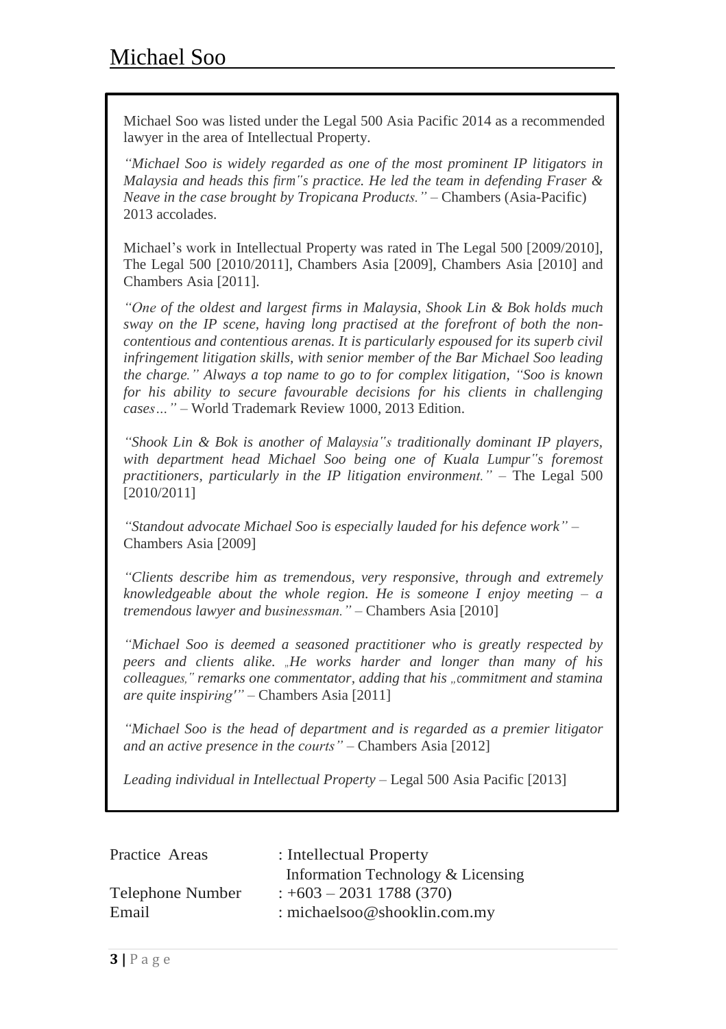# Michael Soo

Michael Soo was listed under the Legal 500 Asia Pacific 2014 as a recommended lawyer in the area of Intellectual Property.

*"Michael Soo is widely regarded as one of the most prominent IP litigators in Malaysia and heads this firm"s practice. He led the team in defending Fraser & Neave in the case brought by Tropicana Products."* – Chambers (Asia-Pacific) 2013 accolades.

Michael's work in Intellectual Property was rated in The Legal 500 [2009/2010], The Legal 500 [2010/2011], Chambers Asia [2009], Chambers Asia [2010] and Chambers Asia [2011].

*"One of the oldest and largest firms in Malaysia, Shook Lin & Bok holds much sway on the IP scene, having long practised at the forefront of both the non-contentious and contentious arenas. It is particularly espoused for its superb civil infringement litigation skills, with senior member of the Bar Michael Soo leading the charge." Always a top name to go to for complex litigation, "Soo is known for his ability to secure favourable decisions for his clients in challenging cases…"* – World Trademark Review 1000, 2013 Edition.

*"Shook Lin & Bok is another of Malaysia"s traditionally dominant IP players, with department head Michael Soo being one of Kuala Lumpur"s foremost practitioners, particularly in the IP litigation environment."* – The Legal 500 [2010/2011]

*"Standout advocate Michael Soo is especially lauded for his defence work"* – Chambers Asia [2009]

*"Clients describe him as tremendous, very responsive, through and extremely knowledgeable about the whole region. He is someone I enjoy meeting – a tremendous lawyer and businessman."* – Chambers Asia [2010]

*"Michael Soo is deemed a seasoned practitioner who is greatly respected by peers and clients alike. „He works harder and longer than many of his colleagues," remarks one commentator, adding that his „commitment and stamina are quite inspiring'"* – Chambers Asia [2011]

*"Michael Soo is the head of department and is regarded as a premier litigator and an active presence in the courts"* – Chambers Asia [2012]

*Leading individual in Intellectual Property* – Legal 500 Asia Pacific [2013]

| | |
|---|---|
| Practice Areas | : Intellectual Property<br>Information Technology & Licensing |
| Telephone Number | : +603 – 2031 1788 (370) |
| Email | : michaelsoo@shooklin.com.my |